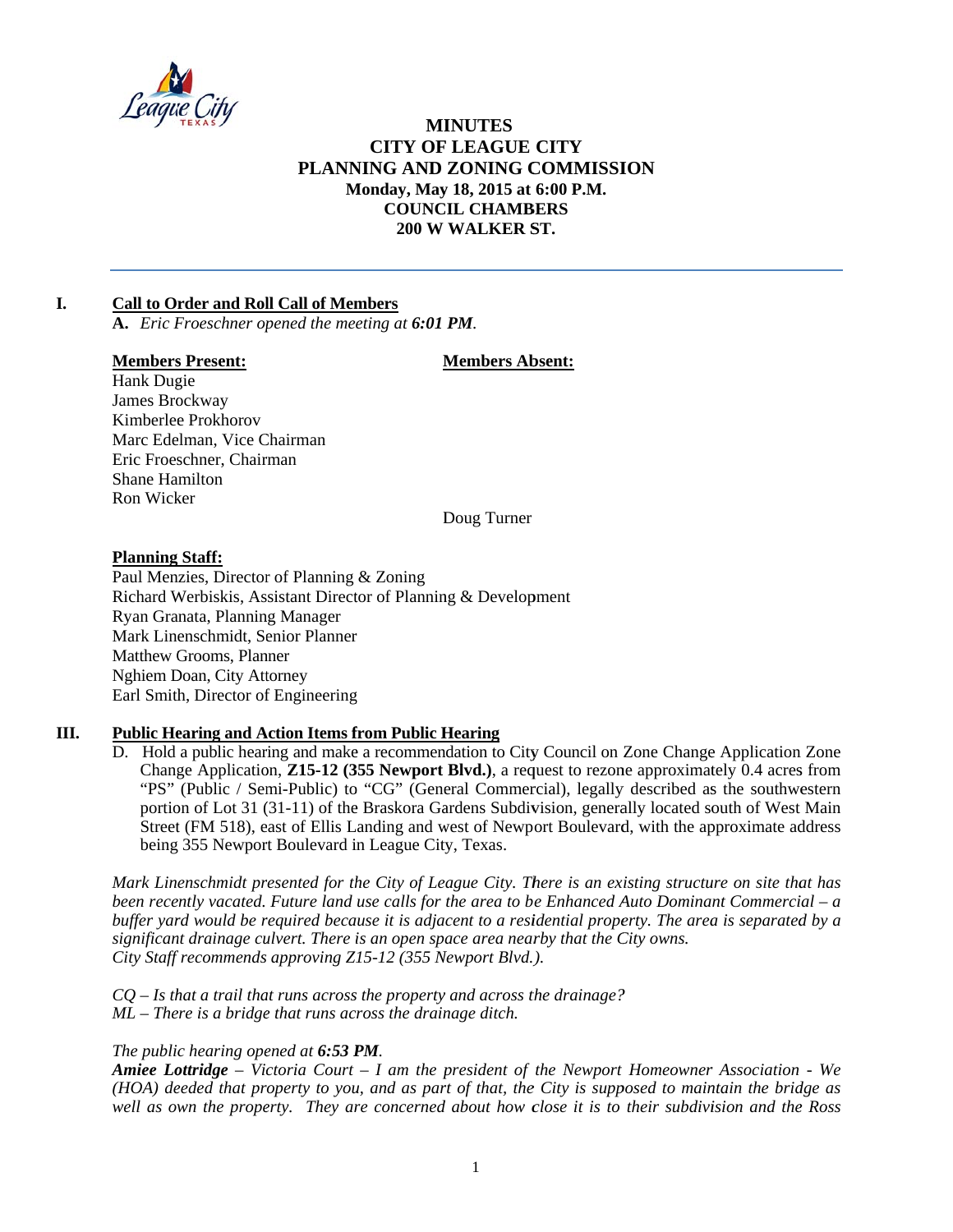# MINUTES
# CITY OF LEAGUE CITY
# PLANNING AND ZONING COMMISSION
**Monday, May 18, 2015 at 6:00 P.M.**
**COUNCIL CHAMBERS**
**200 W WALKER ST.**

---

## I. Call to Order and Roll Call of Members

**A.** *Eric Froeschner opened the meeting at **6:01 PM**.*

| **Members Present:** | **Members Absent:** |
|---|---|
| Hank Dugie | |
| James Brockway | |
| Kimberlee Prokhorov | |
| Marc Edelman, Vice Chairman | |
| Eric Froeschner, Chairman | |
| Shane Hamilton | |
| Ron Wicker | |
| | Doug Turner |

**Planning Staff:**

Paul Menzies, Director of Planning & Zoning
Richard Werbiskis, Assistant Director of Planning & Development
Ryan Granata, Planning Manager
Mark Linenschmidt, Senior Planner
Matthew Grooms, Planner
Nghiem Doan, City Attorney
Earl Smith, Director of Engineering

## III. Public Hearing and Action Items from Public Hearing

D. Hold a public hearing and make a recommendation to City Council on Zone Change Application Zone Change Application, **Z15-12 (355 Newport Blvd.)**, a request to rezone approximately 0.4 acres from "PS" (Public / Semi-Public) to "CG" (General Commercial), legally described as the southwestern portion of Lot 31 (31-11) of the Braskora Gardens Subdivision, generally located south of West Main Street (FM 518), east of Ellis Landing and west of Newport Boulevard, with the approximate address being 355 Newport Boulevard in League City, Texas.

*Mark Linenschmidt presented for the City of League City. There is an existing structure on site that has been recently vacated. Future land use calls for the area to be Enhanced Auto Dominant Commercial – a buffer yard would be required because it is adjacent to a residential property. The area is separated by a significant drainage culvert. There is an open space area nearby that the City owns.*
*City Staff recommends approving Z15-12 (355 Newport Blvd.).*

*CQ – Is that a trail that runs across the property and across the drainage?*
*ML – There is a bridge that runs across the drainage ditch.*

*The public hearing opened at **6:53 PM**.*
***Amiee Lottridge** – Victoria Court – I am the president of the Newport Homeowner Association - We (HOA) deeded that property to you, and as part of that, the City is supposed to maintain the bridge as well as own the property. They are concerned about how close it is to their subdivision and the Ross*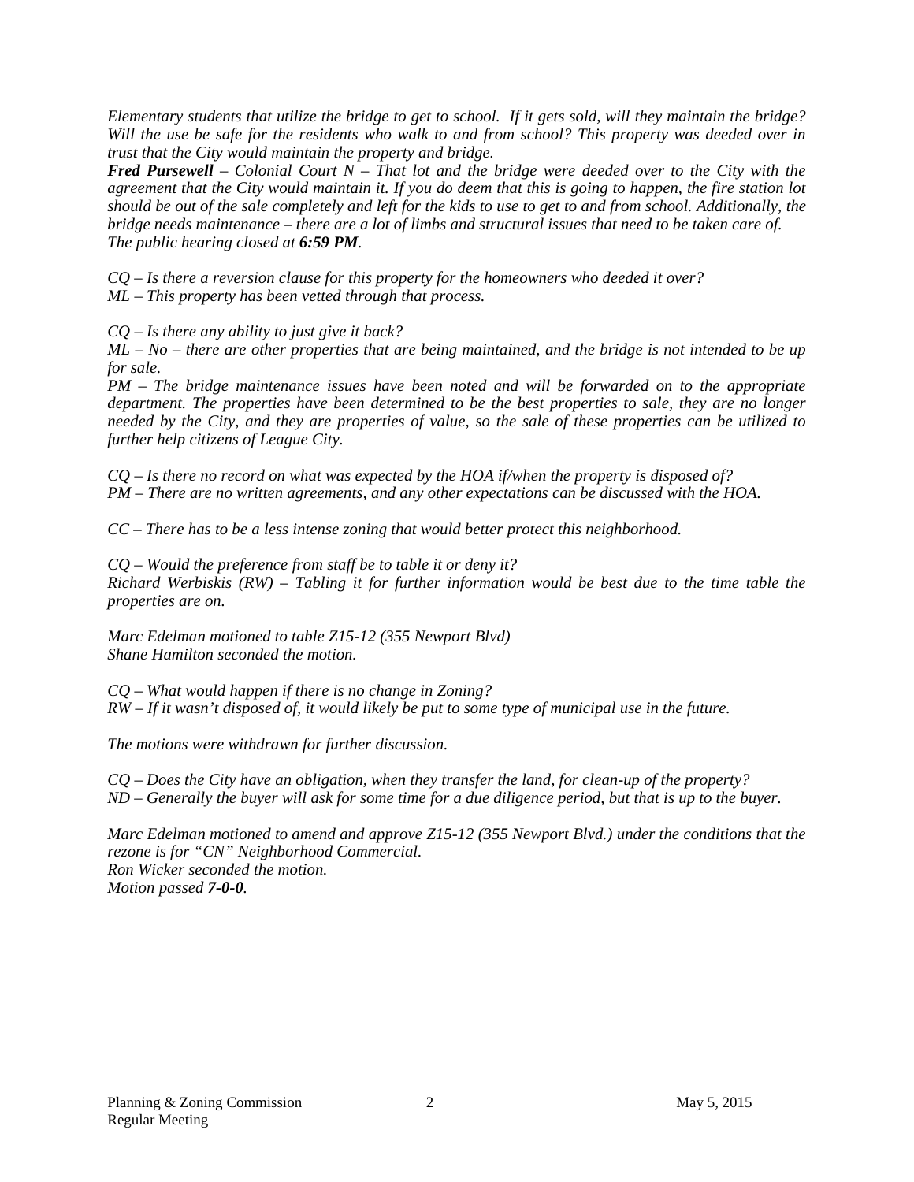*Elementary students that utilize the bridge to get to school. If it gets sold, will they maintain the bridge? Will the use be safe for the residents who walk to and from school? This property was deeded over in trust that the City would maintain the property and bridge.*

***Fred Pursewell*** *– Colonial Court N – That lot and the bridge were deeded over to the City with the agreement that the City would maintain it. If you do deem that this is going to happen, the fire station lot should be out of the sale completely and left for the kids to use to get to and from school. Additionally, the bridge needs maintenance – there are a lot of limbs and structural issues that need to be taken care of.*

*The public hearing closed at* ***6:59 PM****.*

*CQ – Is there a reversion clause for this property for the homeowners who deeded it over?*

*ML – This property has been vetted through that process.*

*CQ – Is there any ability to just give it back?*

*ML – No – there are other properties that are being maintained, and the bridge is not intended to be up for sale.*

*PM – The bridge maintenance issues have been noted and will be forwarded on to the appropriate department. The properties have been determined to be the best properties to sale, they are no longer needed by the City, and they are properties of value, so the sale of these properties can be utilized to further help citizens of League City.*

*CQ – Is there no record on what was expected by the HOA if/when the property is disposed of?*

*PM – There are no written agreements, and any other expectations can be discussed with the HOA.*

*CC – There has to be a less intense zoning that would better protect this neighborhood.*

*CQ – Would the preference from staff be to table it or deny it?*

*Richard Werbiskis (RW) – Tabling it for further information would be best due to the time table the properties are on.*

*Marc Edelman motioned to table Z15-12 (355 Newport Blvd)*

*Shane Hamilton seconded the motion.*

*CQ – What would happen if there is no change in Zoning?*

*RW – If it wasn't disposed of, it would likely be put to some type of municipal use in the future.*

*The motions were withdrawn for further discussion.*

*CQ – Does the City have an obligation, when they transfer the land, for clean-up of the property?*

*ND – Generally the buyer will ask for some time for a due diligence period, but that is up to the buyer.*

*Marc Edelman motioned to amend and approve Z15-12 (355 Newport Blvd.) under the conditions that the rezone is for "CN" Neighborhood Commercial.*

*Ron Wicker seconded the motion.*

*Motion passed* ***7-0-0****.*